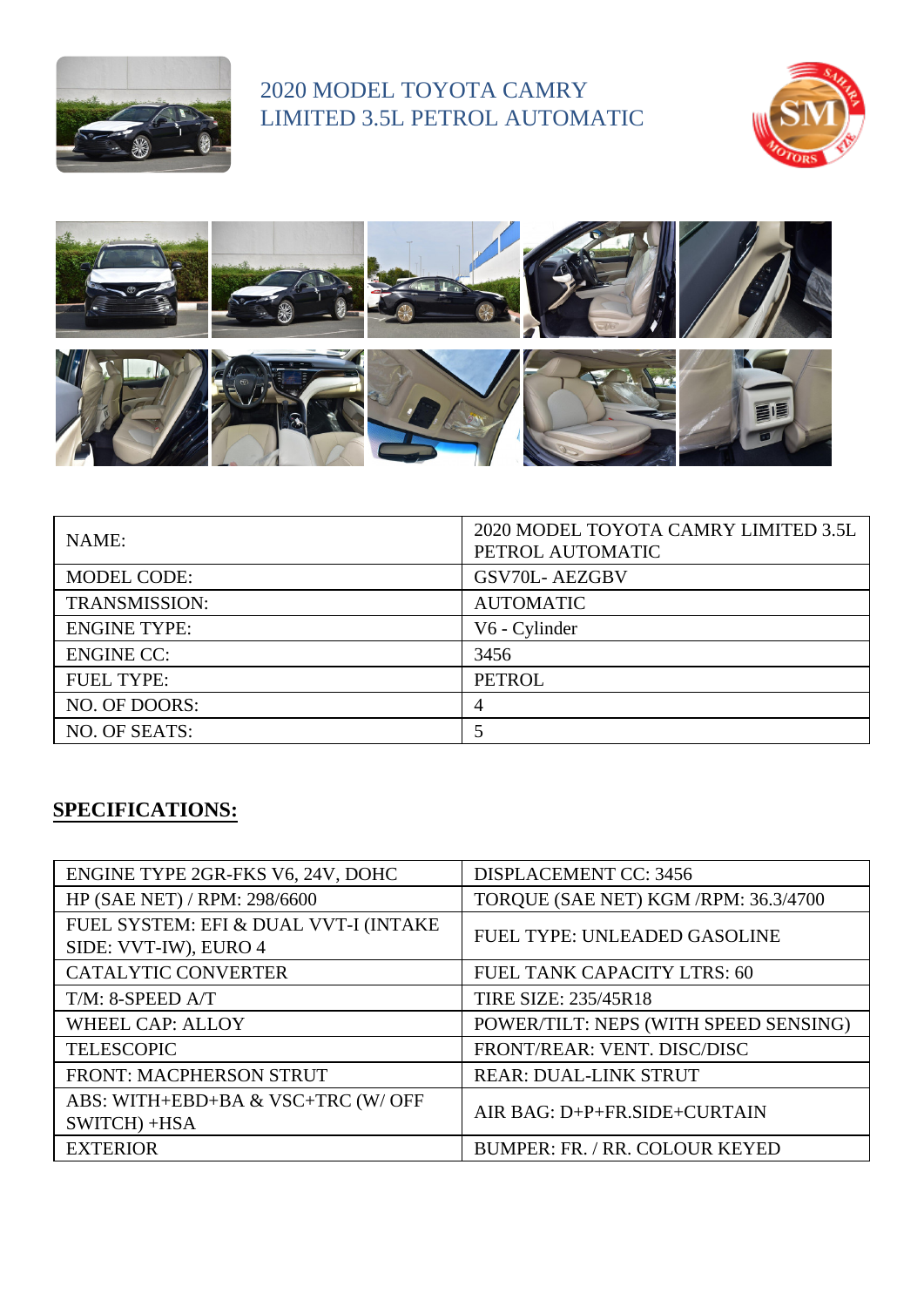# 2020 MODEL TOYOTA CAMRY LIMITED 3.5L PETROL AUTOMATIC

| NAME: | 2020 MODEL TOYOTA CAMRY LIMITED 3.5L PETROL AUTOMATIC |
|---|---|
| MODEL CODE: | GSV70L- AEZGBV |
| TRANSMISSION: | AUTOMATIC |
| ENGINE TYPE: | V6 - Cylinder |
| ENGINE CC: | 3456 |
| FUEL TYPE: | PETROL |
| NO. OF DOORS: | 4 |
| NO. OF SEATS: | 5 |

## **SPECIFICATIONS:**

| ENGINE TYPE 2GR-FKS V6, 24V, DOHC | DISPLACEMENT CC: 3456 |
|---|---|
| HP (SAE NET) / RPM: 298/6600 | TORQUE (SAE NET) KGM /RPM: 36.3/4700 |
| FUEL SYSTEM: EFI & DUAL VVT-I (INTAKE SIDE: VVT-IW), EURO 4 | FUEL TYPE: UNLEADED GASOLINE |
| CATALYTIC CONVERTER | FUEL TANK CAPACITY LTRS: 60 |
| T/M: 8-SPEED A/T | TIRE SIZE: 235/45R18 |
| WHEEL CAP: ALLOY | POWER/TILT: NEPS (WITH SPEED SENSING) |
| TELESCOPIC | FRONT/REAR: VENT. DISC/DISC |
| FRONT: MACPHERSON STRUT | REAR: DUAL-LINK STRUT |
| ABS: WITH+EBD+BA & VSC+TRC (W/ OFF SWITCH) +HSA | AIR BAG: D+P+FR.SIDE+CURTAIN |
| EXTERIOR | BUMPER: FR. / RR. COLOUR KEYED |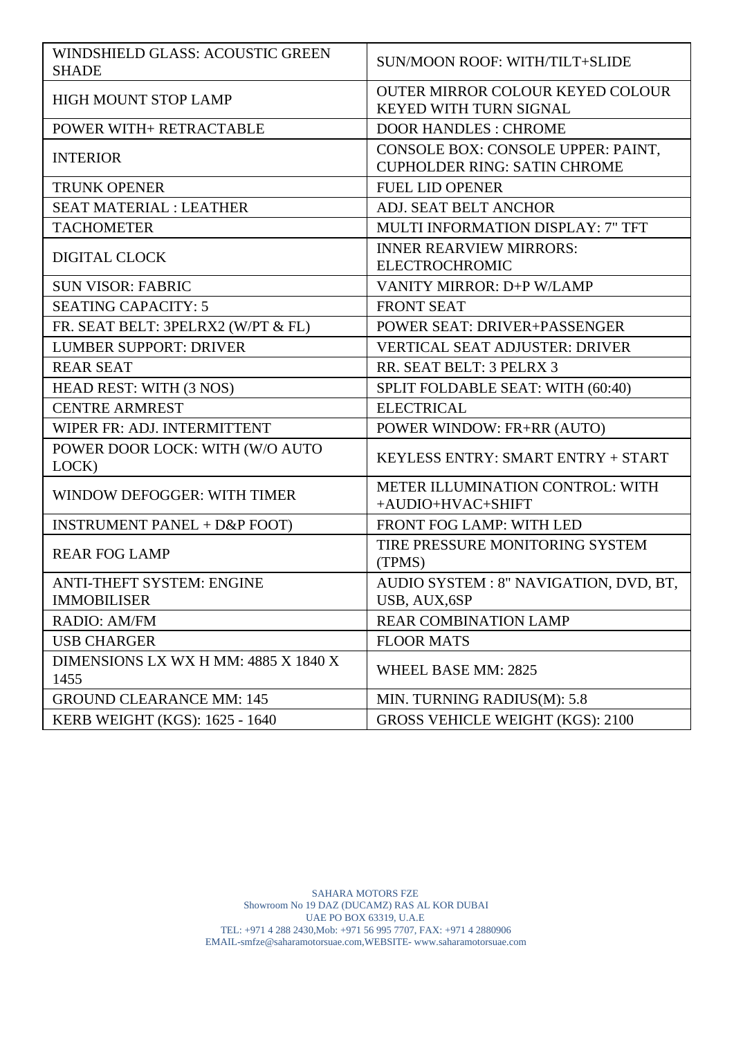| | |
|---|---|
| WINDSHIELD GLASS: ACOUSTIC GREEN SHADE | SUN/MOON ROOF: WITH/TILT+SLIDE |
| HIGH MOUNT STOP LAMP | OUTER MIRROR COLOUR KEYED COLOUR KEYED WITH TURN SIGNAL |
| POWER WITH+ RETRACTABLE | DOOR HANDLES : CHROME |
| INTERIOR | CONSOLE BOX: CONSOLE UPPER: PAINT, CUPHOLDER RING: SATIN CHROME |
| TRUNK OPENER | FUEL LID OPENER |
| SEAT MATERIAL : LEATHER | ADJ. SEAT BELT ANCHOR |
| TACHOMETER | MULTI INFORMATION DISPLAY: 7" TFT |
| DIGITAL CLOCK | INNER REARVIEW MIRRORS: ELECTROCHROMIC |
| SUN VISOR: FABRIC | VANITY MIRROR: D+P W/LAMP |
| SEATING CAPACITY: 5 | FRONT SEAT |
| FR. SEAT BELT: 3PELRX2 (W/PT & FL) | POWER SEAT: DRIVER+PASSENGER |
| LUMBER SUPPORT: DRIVER | VERTICAL SEAT ADJUSTER: DRIVER |
| REAR SEAT | RR. SEAT BELT: 3 PELRX 3 |
| HEAD REST: WITH (3 NOS) | SPLIT FOLDABLE SEAT: WITH (60:40) |
| CENTRE ARMREST | ELECTRICAL |
| WIPER FR: ADJ. INTERMITTENT | POWER WINDOW: FR+RR (AUTO) |
| POWER DOOR LOCK: WITH (W/O AUTO LOCK) | KEYLESS ENTRY: SMART ENTRY + START |
| WINDOW DEFOGGER: WITH TIMER | METER ILLUMINATION CONTROL: WITH +AUDIO+HVAC+SHIFT |
| INSTRUMENT PANEL + D&P FOOT) | FRONT FOG LAMP: WITH LED |
| REAR FOG LAMP | TIRE PRESSURE MONITORING SYSTEM (TPMS) |
| ANTI-THEFT SYSTEM: ENGINE IMMOBILISER | AUDIO SYSTEM : 8" NAVIGATION, DVD, BT, USB, AUX,6SP |
| RADIO: AM/FM | REAR COMBINATION LAMP |
| USB CHARGER | FLOOR MATS |
| DIMENSIONS LX WX H MM: 4885 X 1840 X 1455 | WHEEL BASE MM: 2825 |
| GROUND CLEARANCE MM: 145 | MIN. TURNING RADIUS(M): 5.8 |
| KERB WEIGHT (KGS): 1625 - 1640 | GROSS VEHICLE WEIGHT (KGS): 2100 |

SAHARA MOTORS FZE
Showroom No 19 DAZ (DUCAMZ) RAS AL KOR DUBAI
UAE PO BOX 63319, U.A.E
TEL: +971 4 288 2430,Mob: +971 56 995 7707, FAX: +971 4 2880906
EMAIL-smfze@saharamotorsuae.com,WEBSITE- www.saharamotorsuae.com